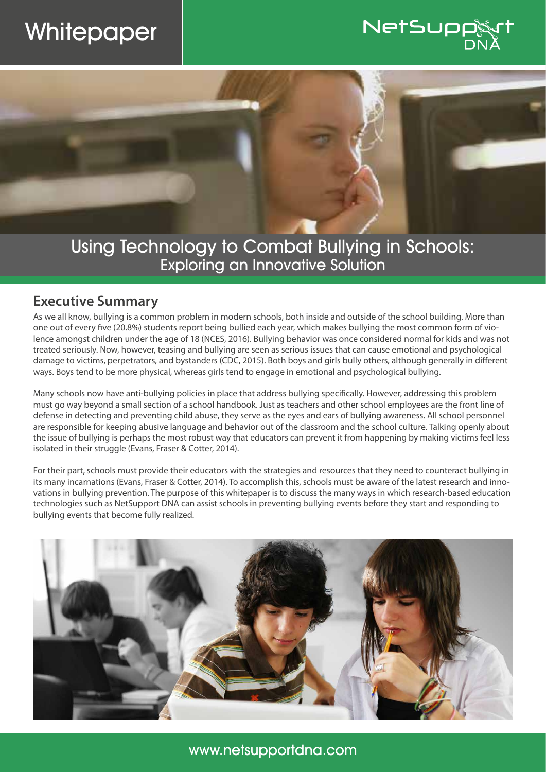Whitepaper

NetSupport DNA

# Using Technology to Combat Bullying in Schools:
## Exploring an Innovative Solution

## Executive Summary

As we all know, bullying is a common problem in modern schools, both inside and outside of the school building. More than one out of every five (20.8%) students report being bullied each year, which makes bullying the most common form of violence amongst children under the age of 18 (NCES, 2016). Bullying behavior was once considered normal for kids and was not treated seriously. Now, however, teasing and bullying are seen as serious issues that can cause emotional and psychological damage to victims, perpetrators, and bystanders (CDC, 2015). Both boys and girls bully others, although generally in different ways. Boys tend to be more physical, whereas girls tend to engage in emotional and psychological bullying.

Many schools now have anti-bullying policies in place that address bullying specifically. However, addressing this problem must go way beyond a small section of a school handbook. Just as teachers and other school employees are the front line of defense in detecting and preventing child abuse, they serve as the eyes and ears of bullying awareness. All school personnel are responsible for keeping abusive language and behavior out of the classroom and the school culture. Talking openly about the issue of bullying is perhaps the most robust way that educators can prevent it from happening by making victims feel less isolated in their struggle (Evans, Fraser & Cotter, 2014).

For their part, schools must provide their educators with the strategies and resources that they need to counteract bullying in its many incarnations (Evans, Fraser & Cotter, 2014). To accomplish this, schools must be aware of the latest research and innovations in bullying prevention. The purpose of this whitepaper is to discuss the many ways in which research-based education technologies such as NetSupport DNA can assist schools in preventing bullying events before they start and responding to bullying events that become fully realized.

www.netsupportdna.com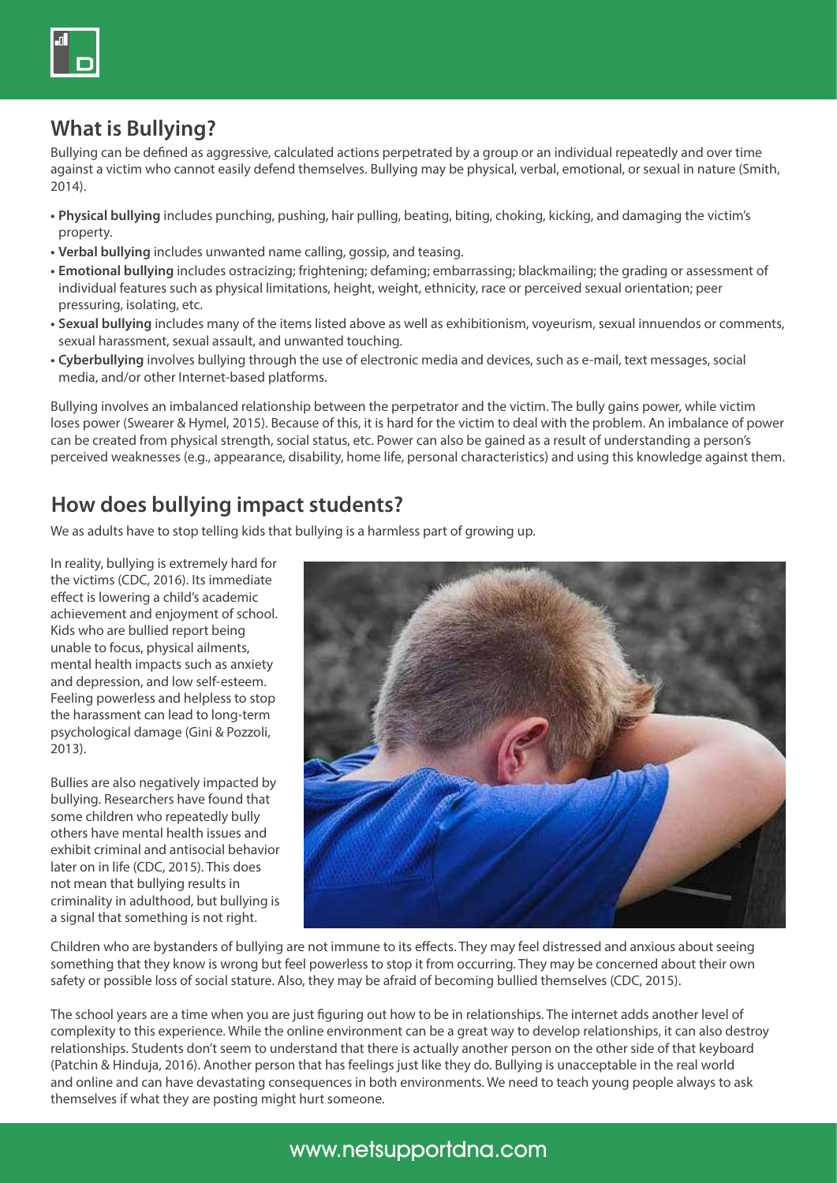## What is Bullying?

Bullying can be defined as aggressive, calculated actions perpetrated by a group or an individual repeatedly and over time against a victim who cannot easily defend themselves. Bullying may be physical, verbal, emotional, or sexual in nature (Smith, 2014).

- **Physical bullying** includes punching, pushing, hair pulling, beating, biting, choking, kicking, and damaging the victim's property.
- **Verbal bullying** includes unwanted name calling, gossip, and teasing.
- **Emotional bullying** includes ostracizing; frightening; defaming; embarrassing; blackmailing; the grading or assessment of individual features such as physical limitations, height, weight, ethnicity, race or perceived sexual orientation; peer pressuring, isolating, etc.
- **Sexual bullying** includes many of the items listed above as well as exhibitionism, voyeurism, sexual innuendos or comments, sexual harassment, sexual assault, and unwanted touching.
- **Cyberbullying** involves bullying through the use of electronic media and devices, such as e-mail, text messages, social media, and/or other Internet-based platforms.

Bullying involves an imbalanced relationship between the perpetrator and the victim. The bully gains power, while victim loses power (Swearer & Hymel, 2015). Because of this, it is hard for the victim to deal with the problem. An imbalance of power can be created from physical strength, social status, etc. Power can also be gained as a result of understanding a person's perceived weaknesses (e.g., appearance, disability, home life, personal characteristics) and using this knowledge against them.

## How does bullying impact students?

We as adults have to stop telling kids that bullying is a harmless part of growing up.

In reality, bullying is extremely hard for the victims (CDC, 2016). Its immediate effect is lowering a child's academic achievement and enjoyment of school. Kids who are bullied report being unable to focus, physical ailments, mental health impacts such as anxiety and depression, and low self-esteem. Feeling powerless and helpless to stop the harassment can lead to long-term psychological damage (Gini & Pozzoli, 2013).

Bullies are also negatively impacted by bullying. Researchers have found that some children who repeatedly bully others have mental health issues and exhibit criminal and antisocial behavior later on in life (CDC, 2015). This does not mean that bullying results in criminality in adulthood, but bullying is a signal that something is not right.

Children who are bystanders of bullying are not immune to its effects. They may feel distressed and anxious about seeing something that they know is wrong but feel powerless to stop it from occurring. They may be concerned about their own safety or possible loss of social stature. Also, they may be afraid of becoming bullied themselves (CDC, 2015).

The school years are a time when you are just figuring out how to be in relationships. The internet adds another level of complexity to this experience. While the online environment can be a great way to develop relationships, it can also destroy relationships. Students don't seem to understand that there is actually another person on the other side of that keyboard (Patchin & Hinduja, 2016). Another person that has feelings just like they do. Bullying is unacceptable in the real world and online and can have devastating consequences in both environments. We need to teach young people always to ask themselves if what they are posting might hurt someone.

www.netsupportdna.com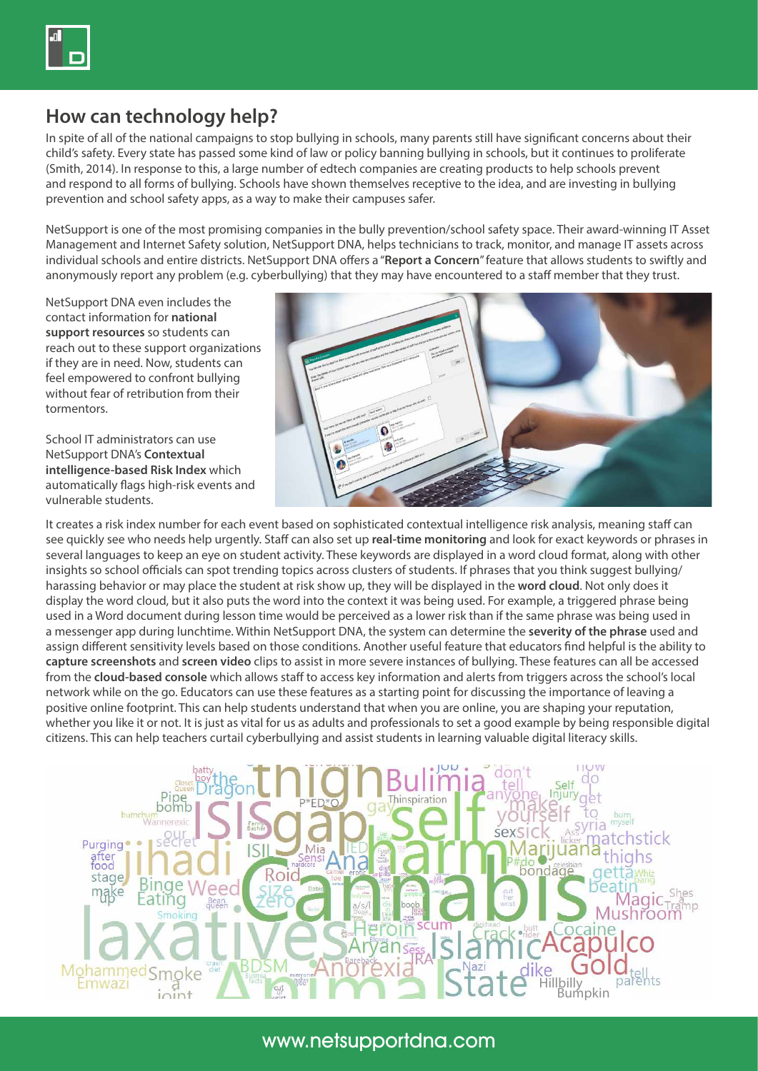## How can technology help?

In spite of all of the national campaigns to stop bullying in schools, many parents still have significant concerns about their child's safety. Every state has passed some kind of law or policy banning bullying in schools, but it continues to proliferate (Smith, 2014). In response to this, a large number of edtech companies are creating products to help schools prevent and respond to all forms of bullying. Schools have shown themselves receptive to the idea, and are investing in bullying prevention and school safety apps, as a way to make their campuses safer.

NetSupport is one of the most promising companies in the bully prevention/school safety space. Their award-winning IT Asset Management and Internet Safety solution, NetSupport DNA, helps technicians to track, monitor, and manage IT assets across individual schools and entire districts. NetSupport DNA offers a "**Report a Concern**" feature that allows students to swiftly and anonymously report any problem (e.g. cyberbullying) that they may have encountered to a staff member that they trust.

NetSupport DNA even includes the contact information for **national support resources** so students can reach out to these support organizations if they are in need. Now, students can feel empowered to confront bullying without fear of retribution from their tormentors.

School IT administrators can use NetSupport DNA's **Contextual intelligence-based Risk Index** which automatically flags high-risk events and vulnerable students.

It creates a risk index number for each event based on sophisticated contextual intelligence risk analysis, meaning staff can see quickly see who needs help urgently. Staff can also set up **real-time monitoring** and look for exact keywords or phrases in several languages to keep an eye on student activity. These keywords are displayed in a word cloud format, along with other insights so school officials can spot trending topics across clusters of students. If phrases that you think suggest bullying/harassing behavior or may place the student at risk show up, they will be displayed in the **word cloud**. Not only does it display the word cloud, but it also puts the word into the context it was being used. For example, a triggered phrase being used in a Word document during lesson time would be perceived as a lower risk than if the same phrase was being used in a messenger app during lunchtime. Within NetSupport DNA, the system can determine the **severity of the phrase** used and assign different sensitivity levels based on those conditions. Another useful feature that educators find helpful is the ability to **capture screenshots** and **screen video** clips to assist in more severe instances of bullying. These features can all be accessed from the **cloud-based console** which allows staff to access key information and alerts from triggers across the school's local network while on the go. Educators can use these features as a starting point for discussing the importance of leaving a positive online footprint. This can help students understand that when you are online, you are shaping your reputation, whether you like it or not. It is just as vital for us as adults and professionals to set a good example by being responsible digital citizens. This can help teachers curtail cyberbullying and assist students in learning valuable digital literacy skills.

www.netsupportdna.com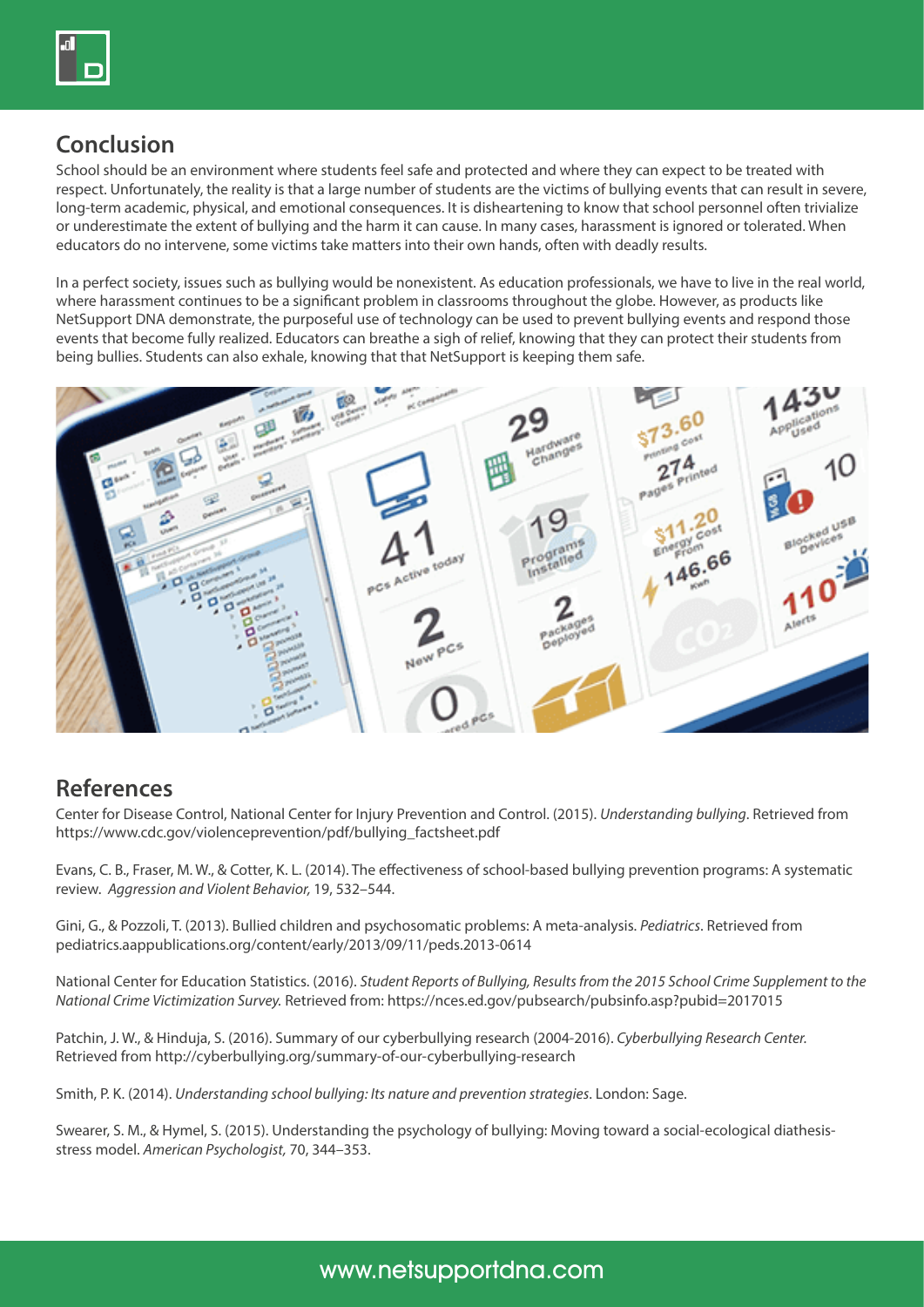## Conclusion

School should be an environment where students feel safe and protected and where they can expect to be treated with respect. Unfortunately, the reality is that a large number of students are the victims of bullying events that can result in severe, long-term academic, physical, and emotional consequences. It is disheartening to know that school personnel often trivialize or underestimate the extent of bullying and the harm it can cause. In many cases, harassment is ignored or tolerated. When educators do no intervene, some victims take matters into their own hands, often with deadly results.

In a perfect society, issues such as bullying would be nonexistent. As education professionals, we have to live in the real world, where harassment continues to be a significant problem in classrooms throughout the globe. However, as products like NetSupport DNA demonstrate, the purposeful use of technology can be used to prevent bullying events and respond those events that become fully realized. Educators can breathe a sigh of relief, knowing that they can protect their students from being bullies. Students can also exhale, knowing that that NetSupport is keeping them safe.

## References

Center for Disease Control, National Center for Injury Prevention and Control. (2015). *Understanding bullying*. Retrieved from https://www.cdc.gov/violenceprevention/pdf/bullying_factsheet.pdf

Evans, C. B., Fraser, M. W., & Cotter, K. L. (2014). The effectiveness of school-based bullying prevention programs: A systematic review. *Aggression and Violent Behavior,* 19, 532–544.

Gini, G., & Pozzoli, T. (2013). Bullied children and psychosomatic problems: A meta-analysis. *Pediatrics*. Retrieved from pediatrics.aappublications.org/content/early/2013/09/11/peds.2013-0614

National Center for Education Statistics. (2016). *Student Reports of Bullying, Results from the 2015 School Crime Supplement to the National Crime Victimization Survey.* Retrieved from: https://nces.ed.gov/pubsearch/pubsinfo.asp?pubid=2017015

Patchin, J. W., & Hinduja, S. (2016). Summary of our cyberbullying research (2004-2016). *Cyberbullying Research Center.* Retrieved from http://cyberbullying.org/summary-of-our-cyberbullying-research

Smith, P. K. (2014). *Understanding school bullying: Its nature and prevention strategies*. London: Sage.

Swearer, S. M., & Hymel, S. (2015). Understanding the psychology of bullying: Moving toward a social-ecological diathesis-stress model. *American Psychologist,* 70, 344–353.

www.netsupportdna.com